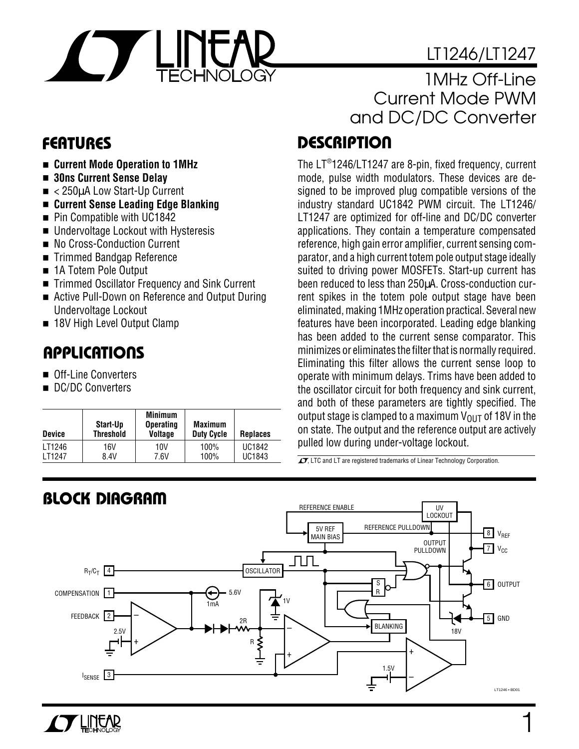# LT1246/LT1247

## 1MHz Off-Line Current Mode PWM and DC/DC Converter

## FEATURES

- **Current Mode Operation to 1MHz**
- **30ns Current Sense Delay**
- < 250μA Low Start-Up Current
- **Current Sense Leading Edge Blanking**
- Pin Compatible with UC1842
- Undervoltage Lockout with Hysteresis
- No Cross-Conduction Current
- Trimmed Bandgap Reference
- 1A Totem Pole Output
- Trimmed Oscillator Frequency and Sink Current
- Active Pull-Down on Reference and Output During Undervoltage Lockout
- 18V High Level Output Clamp

## APPLICATIONS

- Off-Line Converters
- DC/DC Converters

| Device | Start-Up Threshold | Minimum Operating Voltage | Maximum Duty Cycle | Replaces |
|---|---|---|---|---|
| LT1246 | 16V | 10V | 100% | UC1842 |
| LT1247 | 8.4V | 7.6V | 100% | UC1843 |

## DESCRIPTION

The LT®1246/LT1247 are 8-pin, fixed frequency, current mode, pulse width modulators. These devices are designed to be improved plug compatible versions of the industry standard UC1842 PWM circuit. The LT1246/LT1247 are optimized for off-line and DC/DC converter applications. They contain a temperature compensated reference, high gain error amplifier, current sensing comparator, and a high current totem pole output stage ideally suited to driving power MOSFETs. Start-up current has been reduced to less than 250μA. Cross-conduction current spikes in the totem pole output stage have been eliminated, making 1MHz operation practical. Several new features have been incorporated. Leading edge blanking has been added to the current sense comparator. This minimizes or eliminates the filter that is normally required. Eliminating this filter allows the current sense loop to operate with minimum delays. Trims have been added to the oscillator circuit for both frequency and sink current, and both of these parameters are tightly specified. The output stage is clamped to a maximum $V_{OUT}$ of 18V in the on state. The output and the reference output are actively pulled low during under-voltage lockout.

LT, LTC and LT are registered trademarks of Linear Technology Corporation.

## BLOCK DIAGRAM

REFERENCE ENABLE, UV LOCKOUT, 5V REF MAIN BIAS, REFERENCE PULLDOWN, OUTPUT PULLDOWN, 8 $V_{REF}$, 7 $V_{CC}$, 4 $R_T/C_T$, OSCILLATOR, S, R, 6 OUTPUT, 1 COMPENSATION, 5.6V, 1mA, 1V, 2 FEEDBACK, 2.5V, 2R, R, BLANKING, 5 GND, 18V, 1.5V, 3 $I_{SENSE}$

LT1246 • BD01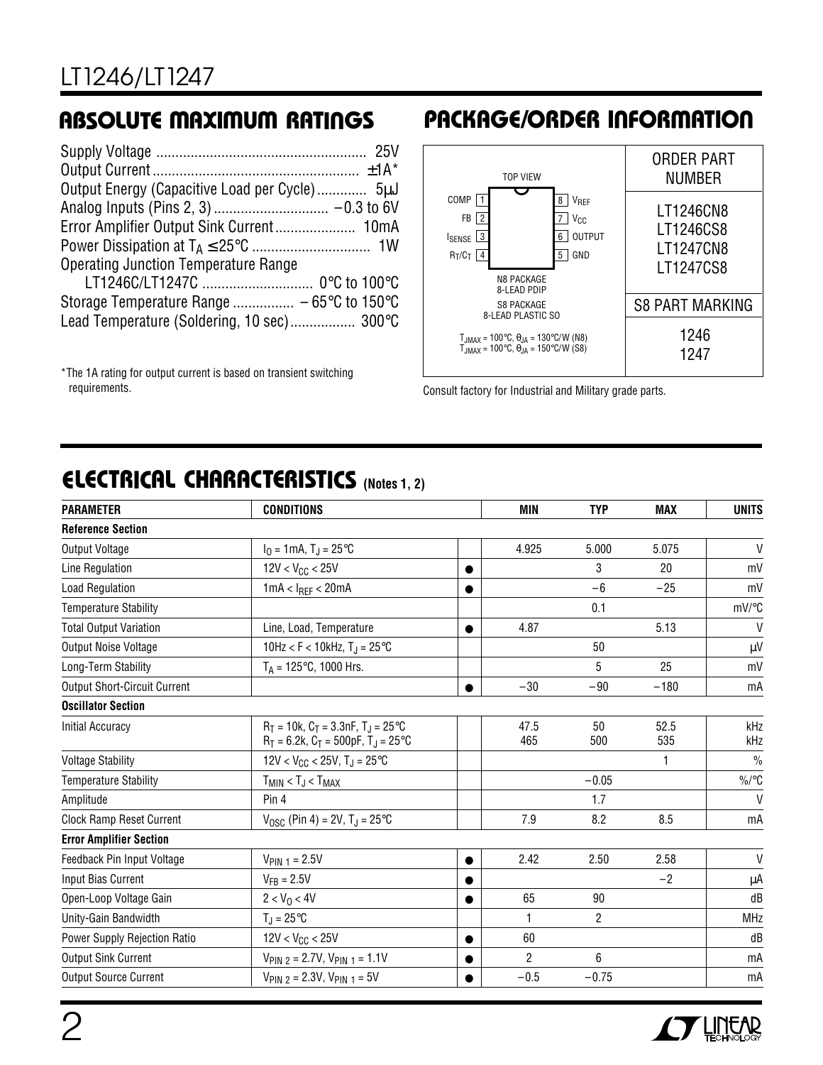## ABSOLUTE MAXIMUM RATINGS

Supply Voltage ...................................................... 25V
Output Current ..................................................... ±1A*
Output Energy (Capacitive Load per Cycle) ............. 5μJ
Analog Inputs (Pins 2, 3) ............................. −0.3 to 6V
Error Amplifier Output Sink Current ..................... 10mA
Power Dissipation at $T_A \leq 25°C$ .............................. 1W
Operating Junction Temperature Range
LT1246C/LT1247C ............................ 0°C to 100°C
Storage Temperature Range ................ – 65°C to 150°C
Lead Temperature (Soldering, 10 sec) ................. 300°C

*The 1A rating for output current is based on transient switching requirements.

## PACKAGE/ORDER INFORMATION

TOP VIEW

| Pin | Name | Pin | Name |
|---|---|---|---|
| 1 | COMP | 8 | $V_{REF}$ |
| 2 | FB | 7 | $V_{CC}$ |
| 3 | $I_{SENSE}$ | 6 | OUTPUT |
| 4 | $R_T/C_T$ | 5 | GND |

N8 PACKAGE 8-LEAD PDIP
S8 PACKAGE 8-LEAD PLASTIC SO

$T_{JMAX} = 100°C$, $\theta_{JA} = 130°C/W$ (N8)
$T_{JMAX} = 100°C$, $\theta_{JA} = 150°C/W$ (S8)

| ORDER PART NUMBER |
|---|
| LT1246CN8 |
| LT1246CS8 |
| LT1247CN8 |
| LT1247CS8 |

| S8 PART MARKING |
|---|
| 1246 |
| 1247 |

Consult factory for Industrial and Military grade parts.

## ELECTRICAL CHARACTERISTICS (Notes 1, 2)

| PARAMETER | CONDITIONS | | MIN | TYP | MAX | UNITS |
|---|---|---|---|---|---|---|
| **Reference Section** | | | | | | |
| Output Voltage | $I_O = 1mA$, $T_J = 25°C$ | | 4.925 | 5.000 | 5.075 | V |
| Line Regulation | $12V < V_{CC} < 25V$ | ● | | 3 | 20 | mV |
| Load Regulation | $1mA < I_{REF} < 20mA$ | ● | | −6 | −25 | mV |
| Temperature Stability | | | | 0.1 | | mV/°C |
| Total Output Variation | Line, Load, Temperature | ● | 4.87 | | 5.13 | V |
| Output Noise Voltage | $10Hz < F < 10kHz$, $T_J = 25°C$ | | | 50 | | μV |
| Long-Term Stability | $T_A = 125°C$, 1000 Hrs. | | | 5 | 25 | mV |
| Output Short-Circuit Current | | ● | −30 | −90 | −180 | mA |
| **Oscillator Section** | | | | | | |
| Initial Accuracy | $R_T = 10k$, $C_T = 3.3nF$, $T_J = 25°C$<br>$R_T = 6.2k$, $C_T = 500pF$, $T_J = 25°C$ | | 47.5<br>465 | 50<br>500 | 52.5<br>535 | kHz<br>kHz |
| Voltage Stability | $12V < V_{CC} < 25V$, $T_J = 25°C$ | | | | 1 | % |
| Temperature Stability | $T_{MIN} < T_J < T_{MAX}$ | | | −0.05 | | %/°C |
| Amplitude | Pin 4 | | | 1.7 | | V |
| Clock Ramp Reset Current | $V_{OSC}$ (Pin 4) = 2V, $T_J = 25°C$ | | 7.9 | 8.2 | 8.5 | mA |
| **Error Amplifier Section** | | | | | | |
| Feedback Pin Input Voltage | $V_{PIN\ 1} = 2.5V$ | ● | 2.42 | 2.50 | 2.58 | V |
| Input Bias Current | $V_{FB} = 2.5V$ | ● | | | −2 | μA |
| Open-Loop Voltage Gain | $2 < V_O < 4V$ | ● | 65 | 90 | | dB |
| Unity-Gain Bandwidth | $T_J = 25°C$ | | 1 | 2 | | MHz |
| Power Supply Rejection Ratio | $12V < V_{CC} < 25V$ | ● | 60 | | | dB |
| Output Sink Current | $V_{PIN\ 2} = 2.7V$, $V_{PIN\ 1} = 1.1V$ | ● | 2 | 6 | | mA |
| Output Source Current | $V_{PIN\ 2} = 2.3V$, $V_{PIN\ 1} = 5V$ | ● | −0.5 | −0.75 | | mA |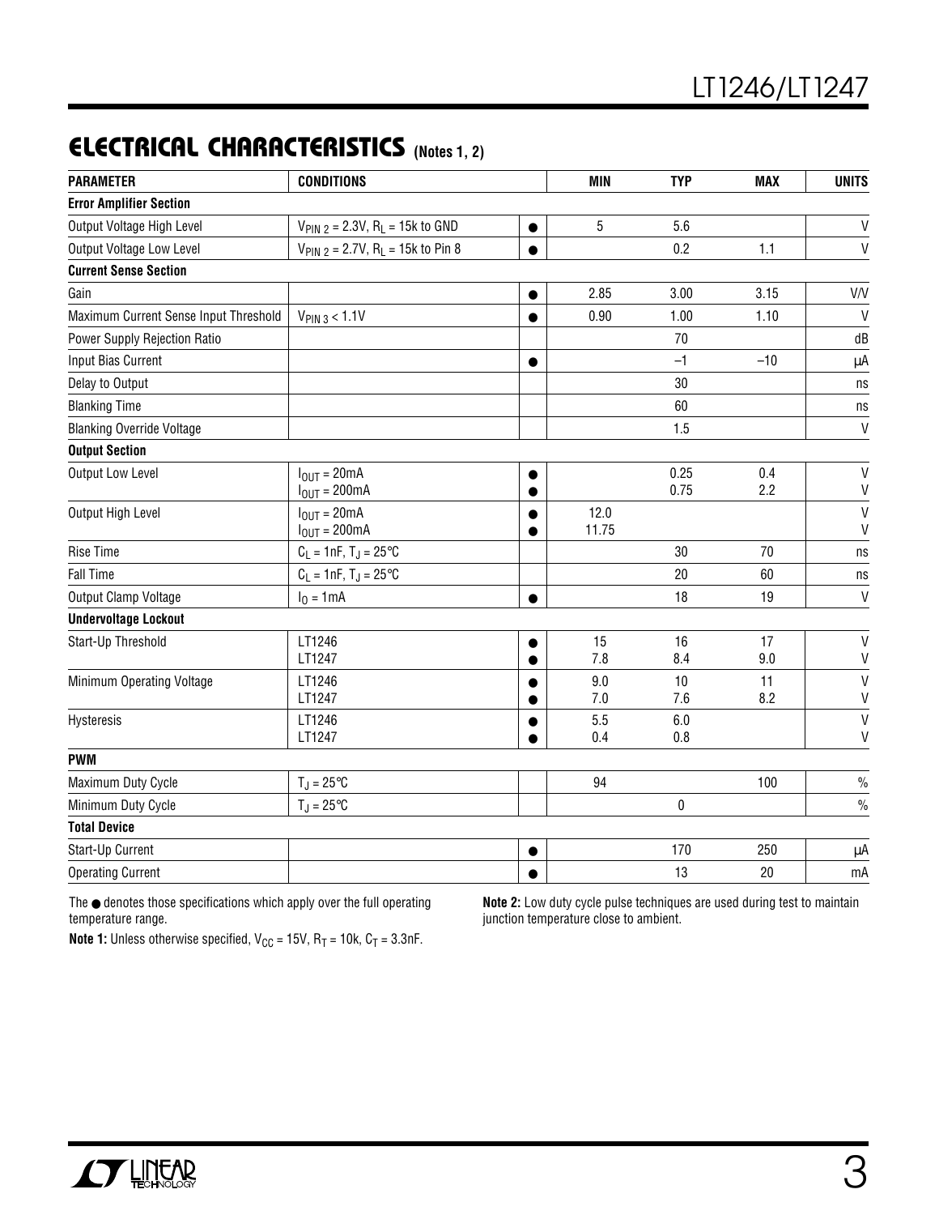## ELECTRICAL CHARACTERISTICS (Notes 1, 2)

| PARAMETER | CONDITIONS | | MIN | TYP | MAX | UNITS |
|---|---|---|---|---|---|---|
| **Error Amplifier Section** | | | | | | |
| Output Voltage High Level | $V_{PIN\ 2}$ = 2.3V, $R_L$ = 15k to GND | ● | 5 | 5.6 | | V |
| Output Voltage Low Level | $V_{PIN\ 2}$ = 2.7V, $R_L$ = 15k to Pin 8 | ● | | 0.2 | 1.1 | V |
| **Current Sense Section** | | | | | | |
| Gain | | ● | 2.85 | 3.00 | 3.15 | V/V |
| Maximum Current Sense Input Threshold | $V_{PIN\ 3}$ < 1.1V | ● | 0.90 | 1.00 | 1.10 | V |
| Power Supply Rejection Ratio | | | | 70 | | dB |
| Input Bias Current | | ● | | –1 | –10 | μA |
| Delay to Output | | | | 30 | | ns |
| Blanking Time | | | | 60 | | ns |
| Blanking Override Voltage | | | | 1.5 | | V |
| **Output Section** | | | | | | |
| Output Low Level | $I_{OUT}$ = 20mA<br>$I_{OUT}$ = 200mA | ●<br>● | | 0.25<br>0.75 | 0.4<br>2.2 | V<br>V |
| Output High Level | $I_{OUT}$ = 20mA<br>$I_{OUT}$ = 200mA | ●<br>● | 12.0<br>11.75 | | | V<br>V |
| Rise Time | $C_L$ = 1nF, $T_J$ = 25°C | | | 30 | 70 | ns |
| Fall Time | $C_L$ = 1nF, $T_J$ = 25°C | | | 20 | 60 | ns |
| Output Clamp Voltage | $I_O$ = 1mA | ● | | 18 | 19 | V |
| **Undervoltage Lockout** | | | | | | |
| Start-Up Threshold | LT1246<br>LT1247 | ●<br>● | 15<br>7.8 | 16<br>8.4 | 17<br>9.0 | V<br>V |
| Minimum Operating Voltage | LT1246<br>LT1247 | ●<br>● | 9.0<br>7.0 | 10<br>7.6 | 11<br>8.2 | V<br>V |
| Hysteresis | LT1246<br>LT1247 | ●<br>● | 5.5<br>0.4 | 6.0<br>0.8 | | V<br>V |
| **PWM** | | | | | | |
| Maximum Duty Cycle | $T_J$ = 25°C | | 94 | | 100 | % |
| Minimum Duty Cycle | $T_J$ = 25°C | | | 0 | | % |
| **Total Device** | | | | | | |
| Start-Up Current | | ● | | 170 | 250 | μA |
| Operating Current | | ● | | 13 | 20 | mA |

The ● denotes those specifications which apply over the full operating temperature range.

**Note 1:** Unless otherwise specified, $V_{CC}$ = 15V, $R_T$ = 10k, $C_T$ = 3.3nF.

**Note 2:** Low duty cycle pulse techniques are used during test to maintain junction temperature close to ambient.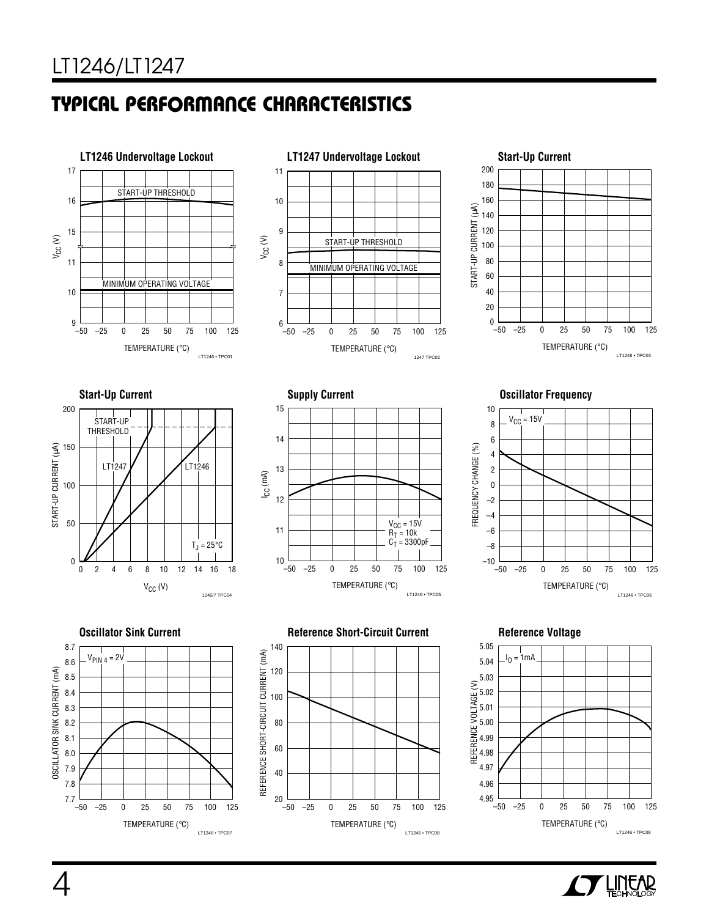## TYPICAL PERFORMANCE CHARACTERISTICS

**LT1246 Undervoltage Lockout**

START-UP THRESHOLD

MINIMUM OPERATING VOLTAGE

$V_{CC}$ (V)

TEMPERATURE (°C)

LT1246 • TPC01

**LT1247 Undervoltage Lockout**

START-UP THRESHOLD

MINIMUM OPERATING VOLTAGE

$V_{CC}$ (V)

TEMPERATURE (°C)

1247 TPC02

**Start-Up Current**

START-UP CURRENT (µA)

TEMPERATURE (°C)

LT1246 • TPC03

**Start-Up Current**

START-UP THRESHOLD

LT1247

LT1246

$T_J = 25°C$

START-UP CURRENT (µA)

$V_{CC}$ (V)

1246/7 TPC04

**Supply Current**

$V_{CC} = 15V$
$R_T = 10k$
$C_T = 3300pF$

$I_{CC}$ (mA)

TEMPERATURE (°C)

LT1246 • TPC05

**Oscillator Frequency**

$V_{CC} = 15V$

FREQUENCY CHANGE (%)

TEMPERATURE (°C)

LT1246 • TPC06

**Oscillator Sink Current**

$V_{PIN\ 4} = 2V$

OSCILLATOR SINK CURRENT (mA)

TEMPERATURE (°C)

LT1246 • TPC07

**Reference Short-Circuit Current**

REFERENCE SHORT-CIRCUIT CURRENT (mA)

TEMPERATURE (°C)

LT1246 • TPC08

**Reference Voltage**

$I_O = 1mA$

REFERENCE VOLTAGE (V)

TEMPERATURE (°C)

LT1246 • TPC09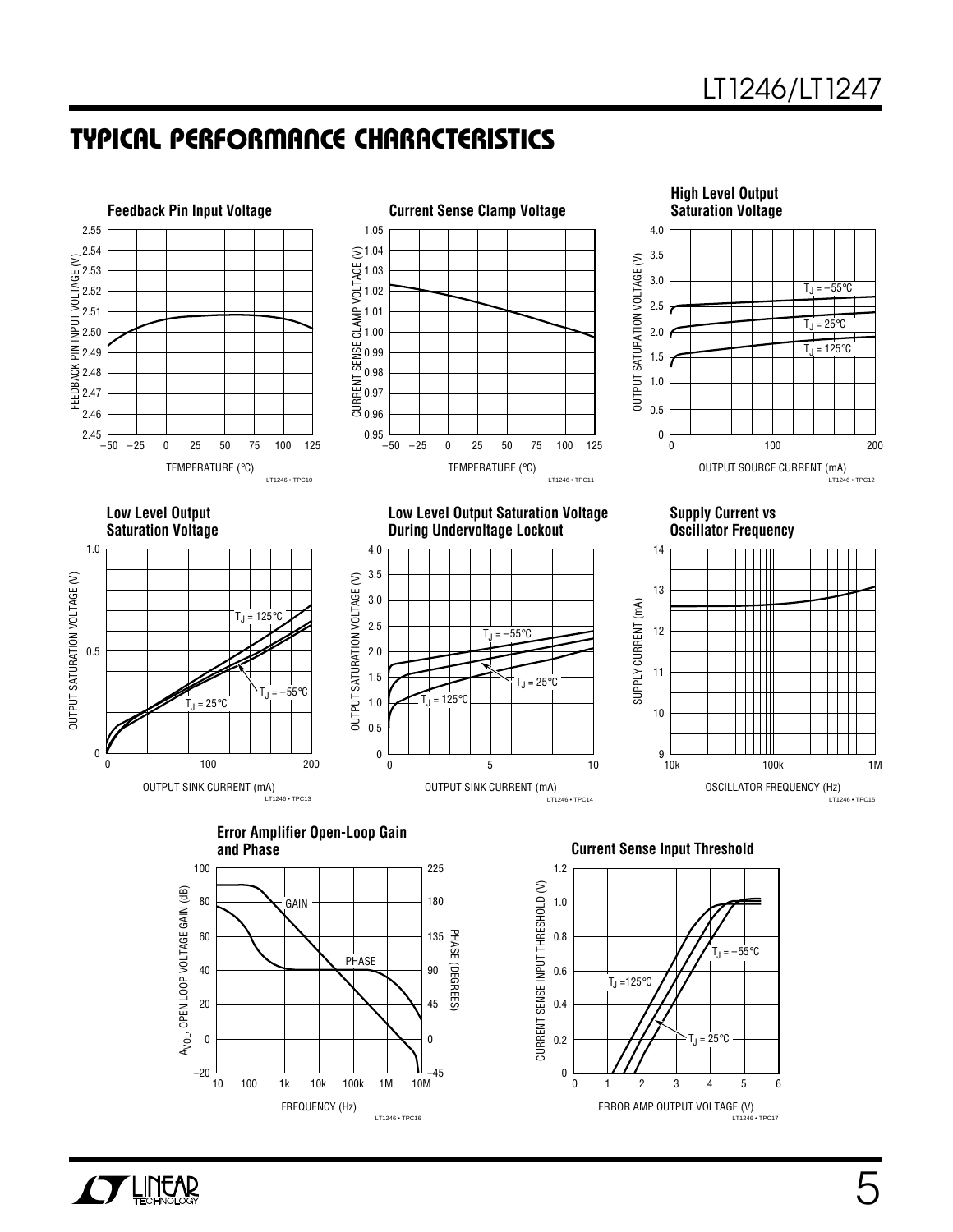## TYPICAL PERFORMANCE CHARACTERISTICS

**Feedback Pin Input Voltage**

FEEDBACK PIN INPUT VOLTAGE (V)

TEMPERATURE (°C)

LT1246 • TPC10

**Current Sense Clamp Voltage**

CURRENT SENSE CLAMP VOLTAGE (V)

TEMPERATURE (°C)

LT1246 • TPC11

**High Level Output Saturation Voltage**

OUTPUT SATURATION VOLTAGE (V)

OUTPUT SOURCE CURRENT (mA)

$T_J = -55°C$, $T_J = 25°C$, $T_J = 125°C$

LT1246 • TPC12

**Low Level Output Saturation Voltage**

OUTPUT SATURATION VOLTAGE (V)

OUTPUT SINK CURRENT (mA)

$T_J = 125°C$, $T_J = -55°C$, $T_J = 25°C$

LT1246 • TPC13

**Low Level Output Saturation Voltage During Undervoltage Lockout**

OUTPUT SATURATION VOLTAGE (V)

OUTPUT SINK CURRENT (mA)

$T_J = -55°C$, $T_J = 25°C$, $T_J = 125°C$

LT1246 • TPC14

**Supply Current vs Oscillator Frequency**

SUPPLY CURRENT (mA)

OSCILLATOR FREQUENCY (Hz)

LT1246 • TPC15

**Error Amplifier Open-Loop Gain and Phase**

$A_{VOL}$, OPEN LOOP VOLTAGE GAIN (dB)

PHASE (DEGREES)

FREQUENCY (Hz)

GAIN, PHASE

LT1246 • TPC16

**Current Sense Input Threshold**

CURRENT SENSE INPUT THRESHOLD (V)

ERROR AMP OUTPUT VOLTAGE (V)

$T_J = 125°C$, $T_J = -55°C$, $T_J = 25°C$

LT1246 • TPC17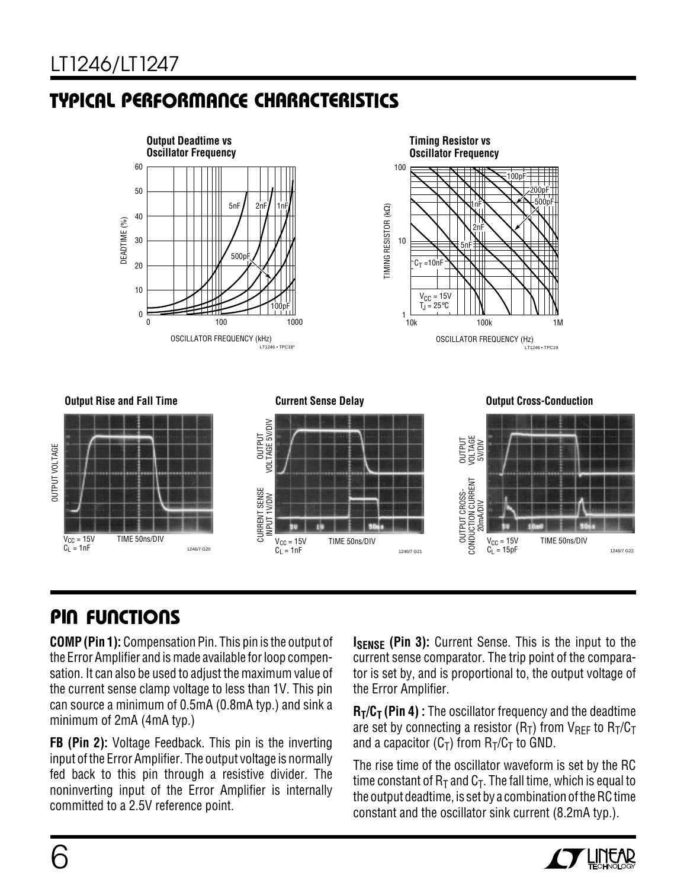## TYPICAL PERFORMANCE CHARACTERISTICS

**Output Deadtime vs Oscillator Frequency**

**Timing Resistor vs Oscillator Frequency**

**Output Rise and Fall Time**

**Current Sense Delay**

**Output Cross-Conduction**

## PIN FUNCTIONS

**COMP (Pin 1):** Compensation Pin. This pin is the output of the Error Amplifier and is made available for loop compensation. It can also be used to adjust the maximum value of the current sense clamp voltage to less than 1V. This pin can source a minimum of 0.5mA (0.8mA typ.) and sink a minimum of 2mA (4mA typ.)

**FB (Pin 2):** Voltage Feedback. This pin is the inverting input of the Error Amplifier. The output voltage is normally fed back to this pin through a resistive divider. The noninverting input of the Error Amplifier is internally committed to a 2.5V reference point.

**$I_{SENSE}$ (Pin 3):** Current Sense. This is the input to the current sense comparator. The trip point of the comparator is set by, and is proportional to, the output voltage of the Error Amplifier.

**$R_T/C_T$ (Pin 4) :** The oscillator frequency and the deadtime are set by connecting a resistor ($R_T$) from $V_{REF}$ to $R_T/C_T$ and a capacitor ($C_T$) from $R_T/C_T$ to GND.

The rise time of the oscillator waveform is set by the RC time constant of $R_T$ and $C_T$. The fall time, which is equal to the output deadtime, is set by a combination of the RC time constant and the oscillator sink current (8.2mA typ.).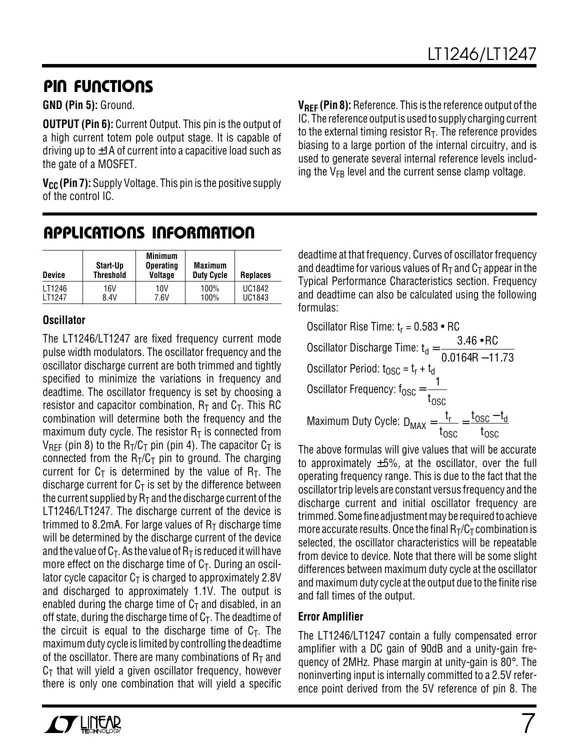## PIN FUNCTIONS

**GND (Pin 5):** Ground.

**OUTPUT (Pin 6):** Current Output. This pin is the output of a high current totem pole output stage. It is capable of driving up to ±1A of current into a capacitive load such as the gate of a MOSFET.

**$V_{CC}$ (Pin 7):** Supply Voltage. This pin is the positive supply of the control IC.

**$V_{REF}$ (Pin 8):** Reference. This is the reference output of the IC. The reference output is used to supply charging current to the external timing resistor $R_T$. The reference provides biasing to a large portion of the internal circuitry, and is used to generate several internal reference levels including the $V_{FB}$ level and the current sense clamp voltage.

## APPLICATIONS INFORMATION

| Device | Start-Up Threshold | Minimum Operating Voltage | Maximum Duty Cycle | Replaces |
|---|---|---|---|---|
| LT1246 | 16V | 10V | 100% | UC1842 |
| LT1247 | 8.4V | 7.6V | 100% | UC1843 |

### Oscillator

The LT1246/LT1247 are fixed frequency current mode pulse width modulators. The oscillator frequency and the oscillator discharge current are both trimmed and tightly specified to minimize the variations in frequency and deadtime. The oscillator frequency is set by choosing a resistor and capacitor combination, $R_T$ and $C_T$. This RC combination will determine both the frequency and the maximum duty cycle. The resistor $R_T$ is connected from $V_{REF}$ (pin 8) to the $R_T/C_T$ pin (pin 4). The capacitor $C_T$ is connected from the $R_T/C_T$ pin to ground. The charging current for $C_T$ is determined by the value of $R_T$. The discharge current for $C_T$ is set by the difference between the current supplied by $R_T$ and the discharge current of the LT1246/LT1247. The discharge current of the device is trimmed to 8.2mA. For large values of $R_T$ discharge time will be determined by the discharge current of the device and the value of $C_T$. As the value of $R_T$ is reduced it will have more effect on the discharge time of $C_T$. During an oscillator cycle capacitor $C_T$ is charged to approximately 2.8V and discharged to approximately 1.1V. The output is enabled during the charge time of $C_T$ and disabled, in an off state, during the discharge time of $C_T$. The deadtime of the circuit is equal to the discharge time of $C_T$. The maximum duty cycle is limited by controlling the deadtime of the oscillator. There are many combinations of $R_T$ and $C_T$ that will yield a given oscillator frequency, however there is only one combination that will yield a specific deadtime at that frequency. Curves of oscillator frequency and deadtime for various values of $R_T$ and $C_T$ appear in the Typical Performance Characteristics section. Frequency and deadtime can also be calculated using the following formulas:

Oscillator Rise Time: $t_r = 0.583 \bullet RC$

Oscillator Discharge Time: $t_d = \dfrac{3.46 \bullet RC}{0.0164R - 11.73}$

Oscillator Period: $t_{OSC} = t_r + t_d$

Oscillator Frequency: $f_{OSC} = \dfrac{1}{t_{OSC}}$

Maximum Duty Cycle: $D_{MAX} = \dfrac{t_r}{t_{OSC}} = \dfrac{t_{OSC} - t_d}{t_{OSC}}$

The above formulas will give values that will be accurate to approximately ±5%, at the oscillator, over the full operating frequency range. This is due to the fact that the oscillator trip levels are constant versus frequency and the discharge current and initial oscillator frequency are trimmed. Some fine adjustment may be required to achieve more accurate results. Once the final $R_T/C_T$ combination is selected, the oscillator characteristics will be repeatable from device to device. Note that there will be some slight differences between maximum duty cycle at the oscillator and maximum duty cycle at the output due to the finite rise and fall times of the output.

### Error Amplifier

The LT1246/LT1247 contain a fully compensated error amplifier with a DC gain of 90dB and a unity-gain frequency of 2MHz. Phase margin at unity-gain is 80°. The noninverting input is internally committed to a 2.5V reference point derived from the 5V reference of pin 8. The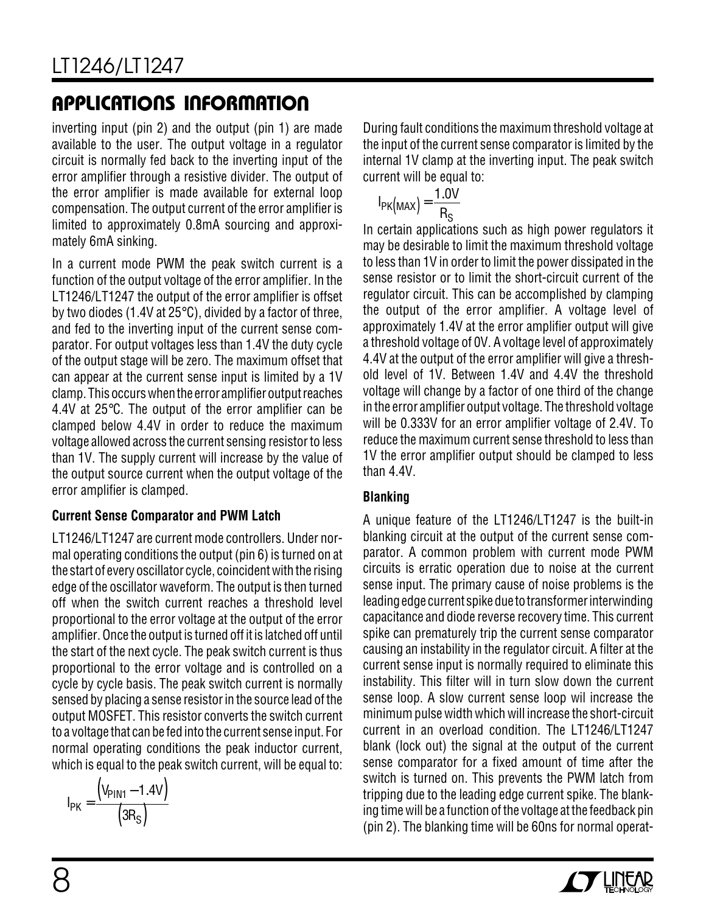## APPLICATIONS INFORMATION

inverting input (pin 2) and the output (pin 1) are made available to the user. The output voltage in a regulator circuit is normally fed back to the inverting input of the error amplifier through a resistive divider. The output of the error amplifier is made available for external loop compensation. The output current of the error amplifier is limited to approximately 0.8mA sourcing and approximately 6mA sinking.

In a current mode PWM the peak switch current is a function of the output voltage of the error amplifier. In the LT1246/LT1247 the output of the error amplifier is offset by two diodes (1.4V at 25°C), divided by a factor of three, and fed to the inverting input of the current sense comparator. For output voltages less than 1.4V the duty cycle of the output stage will be zero. The maximum offset that can appear at the current sense input is limited by a 1V clamp. This occurs when the error amplifier output reaches 4.4V at 25°C. The output of the error amplifier can be clamped below 4.4V in order to reduce the maximum voltage allowed across the current sensing resistor to less than 1V. The supply current will increase by the value of the output source current when the output voltage of the error amplifier is clamped.

### Current Sense Comparator and PWM Latch

LT1246/LT1247 are current mode controllers. Under normal operating conditions the output (pin 6) is turned on at the start of every oscillator cycle, coincident with the rising edge of the oscillator waveform. The output is then turned off when the switch current reaches a threshold level proportional to the error voltage at the output of the error amplifier. Once the output is turned off it is latched off until the start of the next cycle. The peak switch current is thus proportional to the error voltage and is controlled on a cycle by cycle basis. The peak switch current is normally sensed by placing a sense resistor in the source lead of the output MOSFET. This resistor converts the switch current to a voltage that can be fed into the current sense input. For normal operating conditions the peak inductor current, which is equal to the peak switch current, will be equal to:

$$I_{PK} = \frac{\left(V_{PIN1} - 1.4V\right)}{\left(3R_S\right)}$$

During fault conditions the maximum threshold voltage at the input of the current sense comparator is limited by the internal 1V clamp at the inverting input. The peak switch current will be equal to:

$$I_{PK(MAX)} = \frac{1.0V}{R_S}$$

In certain applications such as high power regulators it may be desirable to limit the maximum threshold voltage to less than 1V in order to limit the power dissipated in the sense resistor or to limit the short-circuit current of the regulator circuit. This can be accomplished by clamping the output of the error amplifier. A voltage level of approximately 1.4V at the error amplifier output will give a threshold voltage of 0V. A voltage level of approximately 4.4V at the output of the error amplifier will give a threshold level of 1V. Between 1.4V and 4.4V the threshold voltage will change by a factor of one third of the change in the error amplifier output voltage. The threshold voltage will be 0.333V for an error amplifier voltage of 2.4V. To reduce the maximum current sense threshold to less than 1V the error amplifier output should be clamped to less than 4.4V.

### Blanking

A unique feature of the LT1246/LT1247 is the built-in blanking circuit at the output of the current sense comparator. A common problem with current mode PWM circuits is erratic operation due to noise at the current sense input. The primary cause of noise problems is the leading edge current spike due to transformer interwinding capacitance and diode reverse recovery time. This current spike can prematurely trip the current sense comparator causing an instability in the regulator circuit. A filter at the current sense input is normally required to eliminate this instability. This filter will in turn slow down the current sense loop. A slow current sense loop wil increase the minimum pulse width which will increase the short-circuit current in an overload condition. The LT1246/LT1247 blank (lock out) the signal at the output of the current sense comparator for a fixed amount of time after the switch is turned on. This prevents the PWM latch from tripping due to the leading edge current spike. The blanking time will be a function of the voltage at the feedback pin (pin 2). The blanking time will be 60ns for normal operat-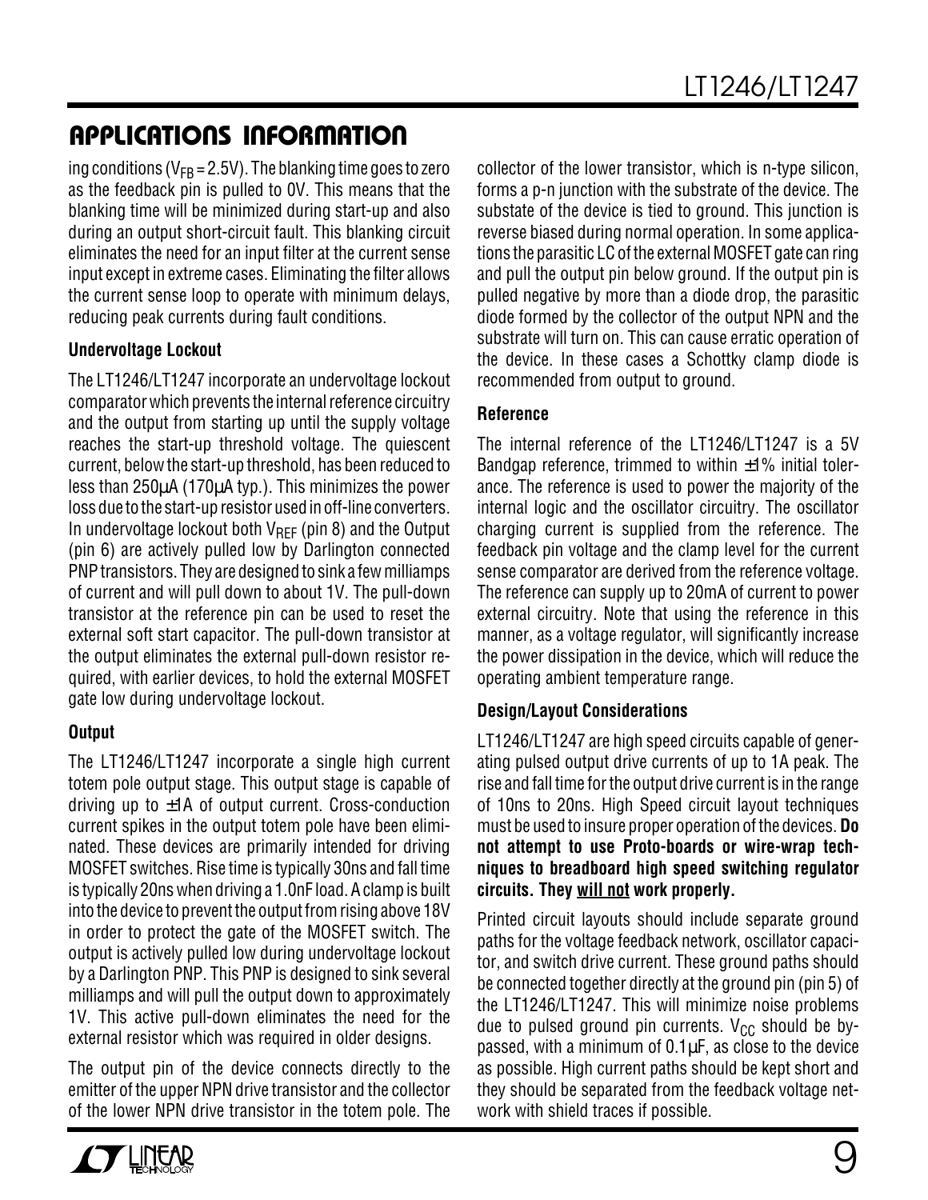## APPLICATIONS INFORMATION

ing conditions ($V_{FB}$ = 2.5V). The blanking time goes to zero as the feedback pin is pulled to 0V. This means that the blanking time will be minimized during start-up and also during an output short-circuit fault. This blanking circuit eliminates the need for an input filter at the current sense input except in extreme cases. Eliminating the filter allows the current sense loop to operate with minimum delays, reducing peak currents during fault conditions.

### Undervoltage Lockout

The LT1246/LT1247 incorporate an undervoltage lockout comparator which prevents the internal reference circuitry and the output from starting up until the supply voltage reaches the start-up threshold voltage. The quiescent current, below the start-up threshold, has been reduced to less than 250µA (170µA typ.). This minimizes the power loss due to the start-up resistor used in off-line converters. In undervoltage lockout both $V_{REF}$ (pin 8) and the Output (pin 6) are actively pulled low by Darlington connected PNP transistors. They are designed to sink a few milliamps of current and will pull down to about 1V. The pull-down transistor at the reference pin can be used to reset the external soft start capacitor. The pull-down transistor at the output eliminates the external pull-down resistor required, with earlier devices, to hold the external MOSFET gate low during undervoltage lockout.

### Output

The LT1246/LT1247 incorporate a single high current totem pole output stage. This output stage is capable of driving up to ±1A of output current. Cross-conduction current spikes in the output totem pole have been eliminated. These devices are primarily intended for driving MOSFET switches. Rise time is typically 30ns and fall time is typically 20ns when driving a 1.0nF load. A clamp is built into the device to prevent the output from rising above 18V in order to protect the gate of the MOSFET switch. The output is actively pulled low during undervoltage lockout by a Darlington PNP. This PNP is designed to sink several milliamps and will pull the output down to approximately 1V. This active pull-down eliminates the need for the external resistor which was required in older designs.

The output pin of the device connects directly to the emitter of the upper NPN drive transistor and the collector of the lower NPN drive transistor in the totem pole. The collector of the lower transistor, which is n-type silicon, forms a p-n junction with the substrate of the device. The substate of the device is tied to ground. This junction is reverse biased during normal operation. In some applications the parasitic LC of the external MOSFET gate can ring and pull the output pin below ground. If the output pin is pulled negative by more than a diode drop, the parasitic diode formed by the collector of the output NPN and the substrate will turn on. This can cause erratic operation of the device. In these cases a Schottky clamp diode is recommended from output to ground.

### Reference

The internal reference of the LT1246/LT1247 is a 5V Bandgap reference, trimmed to within ±1% initial tolerance. The reference is used to power the majority of the internal logic and the oscillator circuitry. The oscillator charging current is supplied from the reference. The feedback pin voltage and the clamp level for the current sense comparator are derived from the reference voltage. The reference can supply up to 20mA of current to power external circuitry. Note that using the reference in this manner, as a voltage regulator, will significantly increase the power dissipation in the device, which will reduce the operating ambient temperature range.

### Design/Layout Considerations

LT1246/LT1247 are high speed circuits capable of generating pulsed output drive currents of up to 1A peak. The rise and fall time for the output drive current is in the range of 10ns to 20ns. High Speed circuit layout techniques must be used to insure proper operation of the devices. **Do not attempt to use Proto-boards or wire-wrap techniques to breadboard high speed switching regulator circuits. They <u>will not</u> work properly.**

Printed circuit layouts should include separate ground paths for the voltage feedback network, oscillator capacitor, and switch drive current. These ground paths should be connected together directly at the ground pin (pin 5) of the LT1246/LT1247. This will minimize noise problems due to pulsed ground pin currents. $V_{CC}$ should be bypassed, with a minimum of 0.1µF, as close to the device as possible. High current paths should be kept short and they should be separated from the feedback voltage network with shield traces if possible.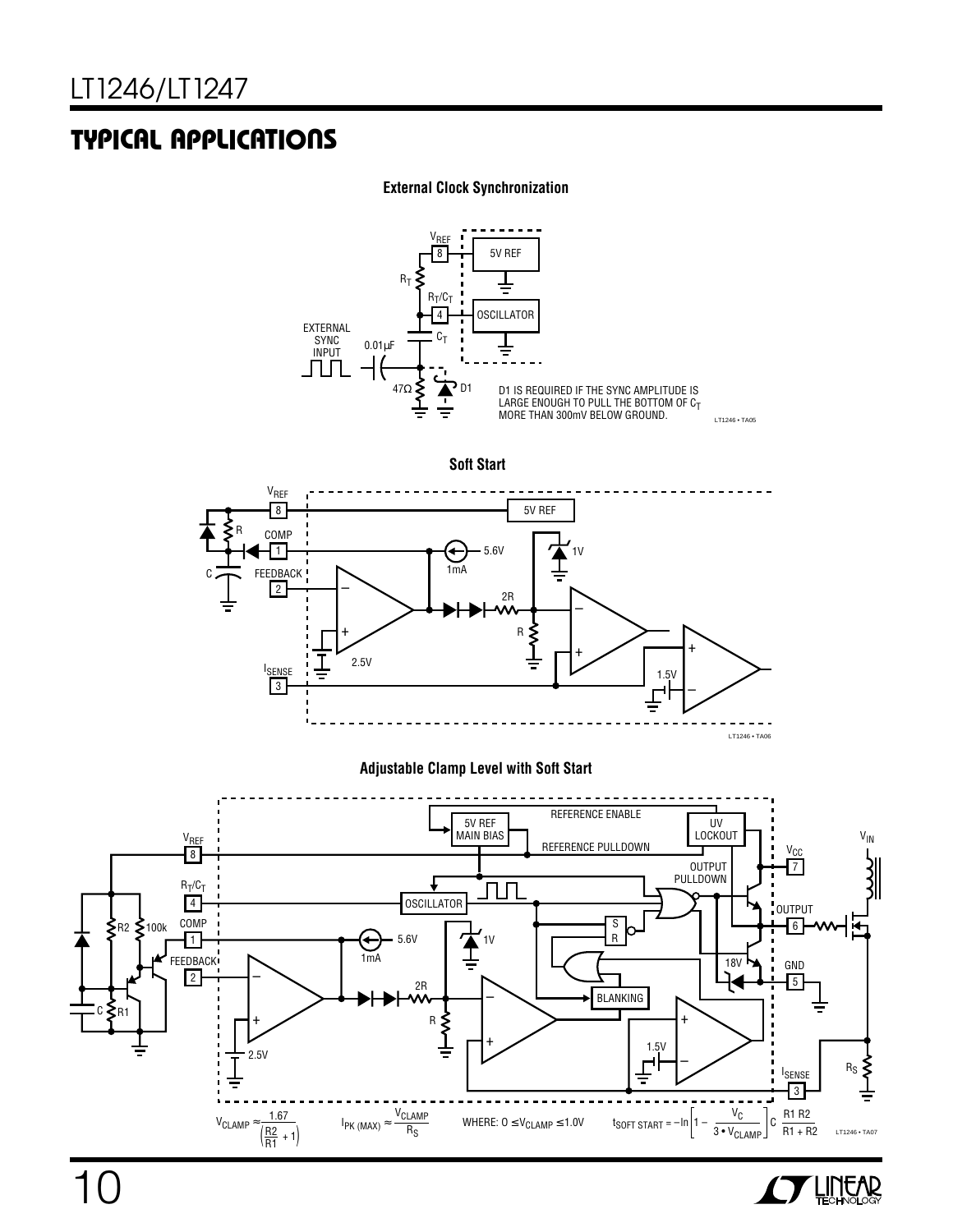## TYPICAL APPLICATIONS

**External Clock Synchronization**

D1 IS REQUIRED IF THE SYNC AMPLITUDE IS LARGE ENOUGH TO PULL THE BOTTOM OF $C_T$ MORE THAN 300mV BELOW GROUND.

**Soft Start**

**Adjustable Clamp Level with Soft Start**

$V_{CLAMP} \approx \frac{1.67}{\left(\frac{R2}{R1}+1\right)}$  $I_{PK\,(MAX)} \approx \frac{V_{CLAMP}}{R_S}$  WHERE: $0 \le V_{CLAMP} \le 1.0V$  $t_{SOFT\ START} = -\ln\left[1 - \frac{V_C}{3 \cdot V_{CLAMP}}\right] C \frac{R1\,R2}{R1 + R2}$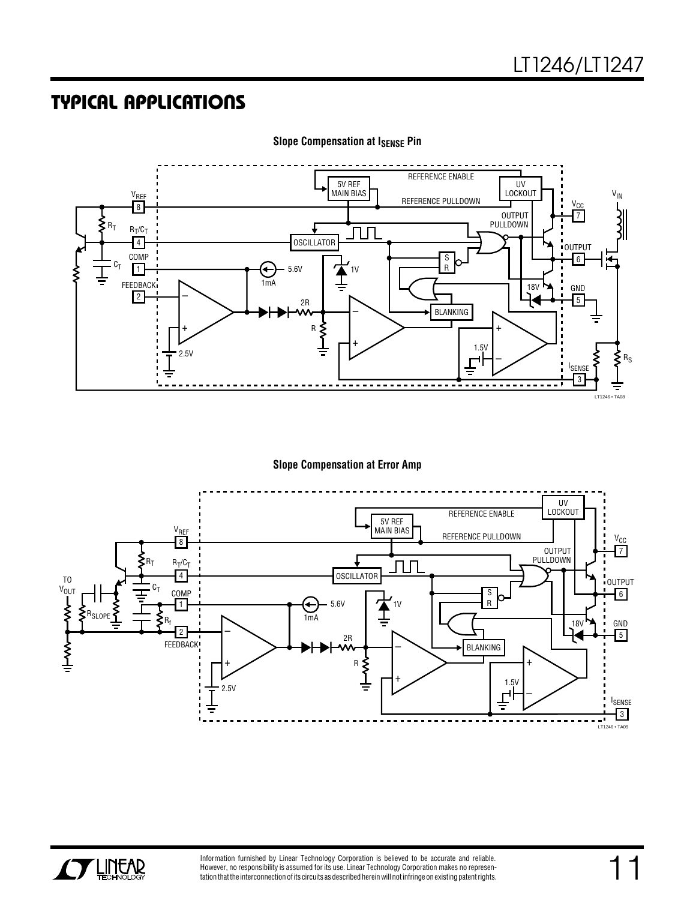## TYPICAL APPLICATIONS

**Slope Compensation at $I_{SENSE}$ Pin**

**Slope Compensation at Error Amp**

Information furnished by Linear Technology Corporation is believed to be accurate and reliable. However, no responsibility is assumed for its use. Linear Technology Corporation makes no representation that the interconnection of its circuits as described herein will not infringe on existing patent rights.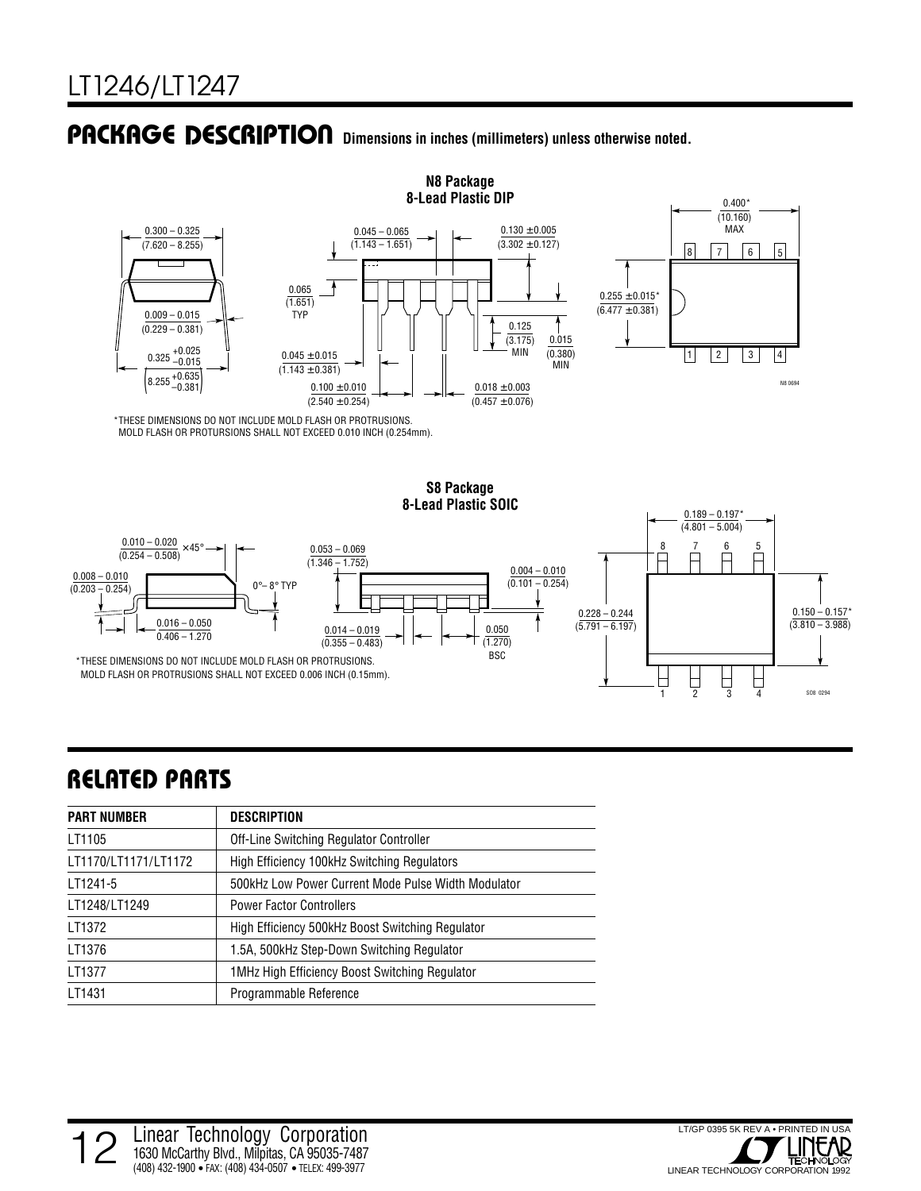## PACKAGE DESCRIPTION

Dimensions in inches (millimeters) unless otherwise noted.

**N8 Package**
**8-Lead Plastic DIP**

0.300 – 0.325
(7.620 – 8.255)

0.009 – 0.015
(0.229 – 0.381)

0.325 +0.025 −0.015
(8.255 +0.635 −0.381)

0.045 – 0.065
(1.143 – 1.651)

0.130 ± 0.005
(3.302 ± 0.127)

0.065
(1.651)
TYP

0.125
(3.175)
MIN

0.015
(0.380)
MIN

0.045 ± 0.015
(1.143 ± 0.381)

0.100 ± 0.010
(2.540 ± 0.254)

0.018 ± 0.003
(0.457 ± 0.076)

0.400*
(10.160)
MAX

0.255 ± 0.015*
(6.477 ± 0.381)

8 7 6 5

1 2 3 4

N8 0694

*THESE DIMENSIONS DO NOT INCLUDE MOLD FLASH OR PROTRUSIONS. MOLD FLASH OR PROTURSIONS SHALL NOT EXCEED 0.010 INCH (0.254mm).

**S8 Package**
**8-Lead Plastic SOIC**

0.010 – 0.020
(0.254 – 0.508) × 45°

0.008 – 0.010
(0.203 – 0.254)

0°– 8° TYP

0.016 – 0.050
0.406 – 1.270

0.053 – 0.069
(1.346 – 1.752)

0.004 – 0.010
(0.101 – 0.254)

0.014 – 0.019
(0.355 – 0.483)

0.050
(1.270)
BSC

0.189 – 0.197*
(4.801 – 5.004)

8 7 6 5

0.228 – 0.244
(5.791 – 6.197)

0.150 – 0.157*
(3.810 – 3.988)

1 2 3 4

SO8 0294

*THESE DIMENSIONS DO NOT INCLUDE MOLD FLASH OR PROTRUSIONS. MOLD FLASH OR PROTRUSIONS SHALL NOT EXCEED 0.006 INCH (0.15mm).

## RELATED PARTS

| PART NUMBER | DESCRIPTION |
|---|---|
| LT1105 | Off-Line Switching Regulator Controller |
| LT1170/LT1171/LT1172 | High Efficiency 100kHz Switching Regulators |
| LT1241-5 | 500kHz Low Power Current Mode Pulse Width Modulator |
| LT1248/LT1249 | Power Factor Controllers |
| LT1372 | High Efficiency 500kHz Boost Switching Regulator |
| LT1376 | 1.5A, 500kHz Step-Down Switching Regulator |
| LT1377 | 1MHz High Efficiency Boost Switching Regulator |
| LT1431 | Programmable Reference |

Linear Technology Corporation
1630 McCarthy Blvd., Milpitas, CA 95035-7487
(408) 432-1900 • FAX: (408) 434-0507 • TELEX: 499-3977

LT/GP 0395 5K REV A • PRINTED IN USA
LINEAR TECHNOLOGY CORPORATION 1992